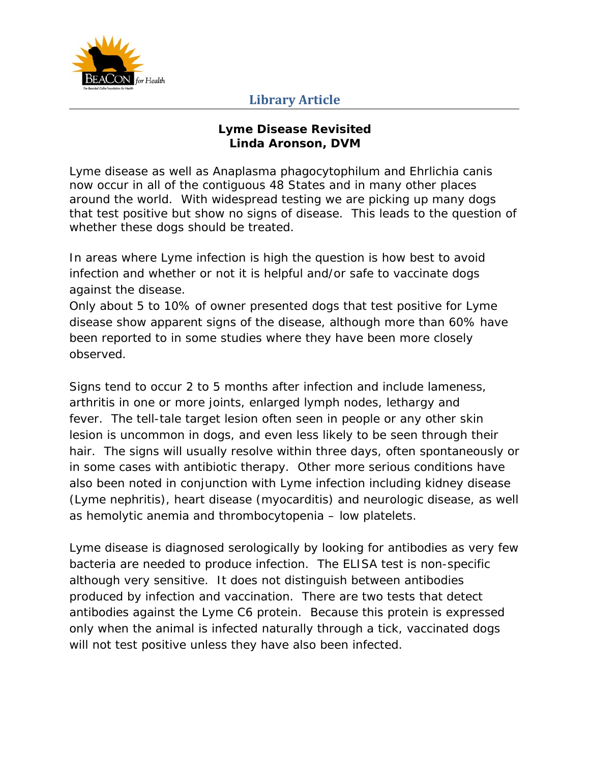# Lyme Disease Revisited
## Linda Aronson, DVM

Lyme disease as well as Anaplasma phagocytophilum and Ehrlichia canis now occur in all of the contiguous 48 States and in many other places around the world. With widespread testing we are picking up many dogs that test positive but show no signs of disease. This leads to the question of whether these dogs should be treated.

In areas where Lyme infection is high the question is how best to avoid infection and whether or not it is helpful and/or safe to vaccinate dogs against the disease.

Only about 5 to 10% of owner presented dogs that test positive for Lyme disease show apparent signs of the disease, although more than 60% have been reported to in some studies where they have been more closely observed.

Signs tend to occur 2 to 5 months after infection and include lameness, arthritis in one or more joints, enlarged lymph nodes, lethargy and fever. The tell-tale target lesion often seen in people or any other skin lesion is uncommon in dogs, and even less likely to be seen through their hair. The signs will usually resolve within three days, often spontaneously or in some cases with antibiotic therapy. Other more serious conditions have also been noted in conjunction with Lyme infection including kidney disease (Lyme nephritis), heart disease (myocarditis) and neurologic disease, as well as hemolytic anemia and thrombocytopenia – low platelets.

Lyme disease is diagnosed serologically by looking for antibodies as very few bacteria are needed to produce infection. The ELISA test is non-specific although very sensitive. It does not distinguish between antibodies produced by infection and vaccination. There are two tests that detect antibodies against the Lyme C6 protein. Because this protein is expressed only when the animal is infected naturally through a tick, vaccinated dogs will not test positive unless they have also been infected.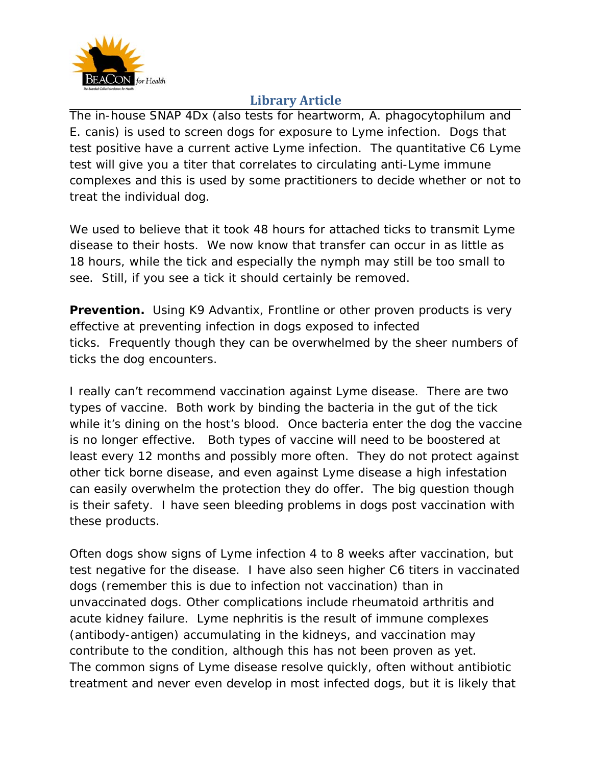The in-house SNAP 4Dx (also tests for heartworm, A. phagocytophilum and E. canis) is used to screen dogs for exposure to Lyme infection. Dogs that test positive have a current active Lyme infection. The quantitative C6 Lyme test will give you a titer that correlates to circulating anti-Lyme immune complexes and this is used by some practitioners to decide whether or not to treat the individual dog.

We used to believe that it took 48 hours for attached ticks to transmit Lyme disease to their hosts. We now know that transfer can occur in as little as 18 hours, while the tick and especially the nymph may still be too small to see. Still, if you see a tick it should certainly be removed.

**Prevention.** Using K9 Advantix, Frontline or other proven products is very effective at preventing infection in dogs exposed to infected ticks. Frequently though they can be overwhelmed by the sheer numbers of ticks the dog encounters.

I really can't recommend vaccination against Lyme disease. There are two types of vaccine. Both work by binding the bacteria in the gut of the tick while it's dining on the host's blood. Once bacteria enter the dog the vaccine is no longer effective. Both types of vaccine will need to be boostered at least every 12 months and possibly more often. They do not protect against other tick borne disease, and even against Lyme disease a high infestation can easily overwhelm the protection they do offer. The big question though is their safety. I have seen bleeding problems in dogs post vaccination with these products.

Often dogs show signs of Lyme infection 4 to 8 weeks after vaccination, but test negative for the disease. I have also seen higher C6 titers in vaccinated dogs (remember this is due to infection not vaccination) than in unvaccinated dogs. Other complications include rheumatoid arthritis and acute kidney failure. Lyme nephritis is the result of immune complexes (antibody-antigen) accumulating in the kidneys, and vaccination may contribute to the condition, although this has not been proven as yet.
The common signs of Lyme disease resolve quickly, often without antibiotic treatment and never even develop in most infected dogs, but it is likely that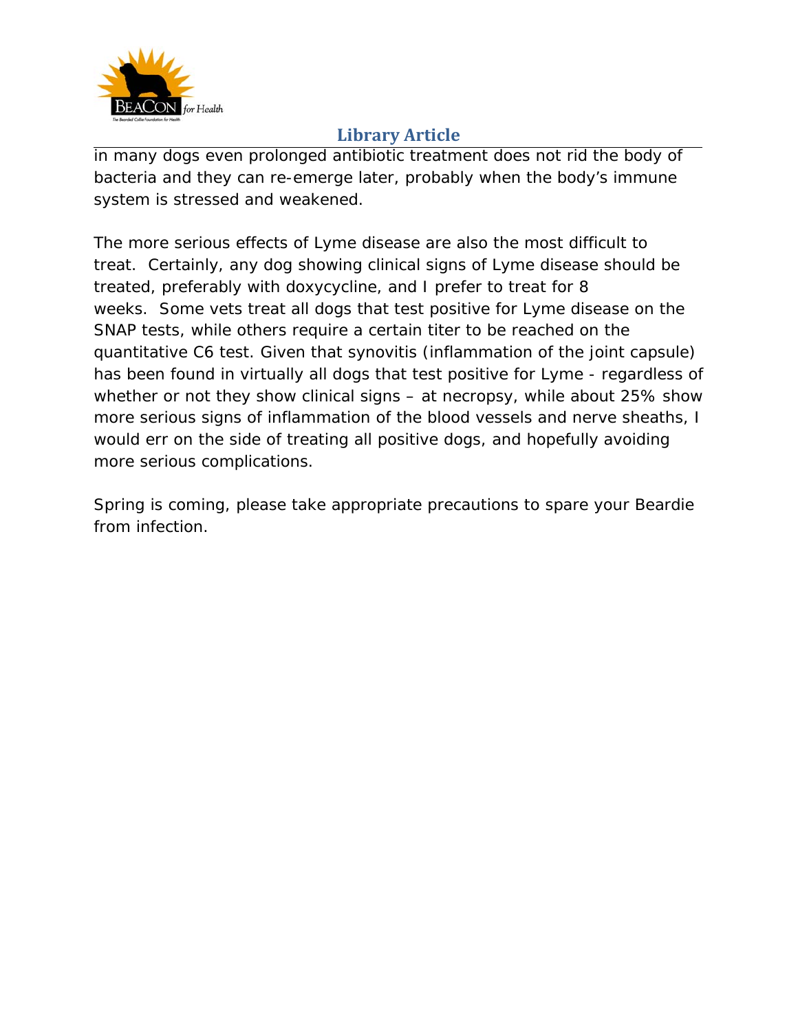in many dogs even prolonged antibiotic treatment does not rid the body of bacteria and they can re-emerge later, probably when the body's immune system is stressed and weakened.

The more serious effects of Lyme disease are also the most difficult to treat.  Certainly, any dog showing clinical signs of Lyme disease should be treated, preferably with doxycycline, and I prefer to treat for 8 weeks.  Some vets treat all dogs that test positive for Lyme disease on the SNAP tests, while others require a certain titer to be reached on the quantitative C6 test. Given that synovitis (inflammation of the joint capsule) has been found in virtually all dogs that test positive for Lyme - regardless of whether or not they show clinical signs – at necropsy, while about 25% show more serious signs of inflammation of the blood vessels and nerve sheaths, I would err on the side of treating all positive dogs, and hopefully avoiding more serious complications.

Spring is coming, please take appropriate precautions to spare your Beardie from infection.